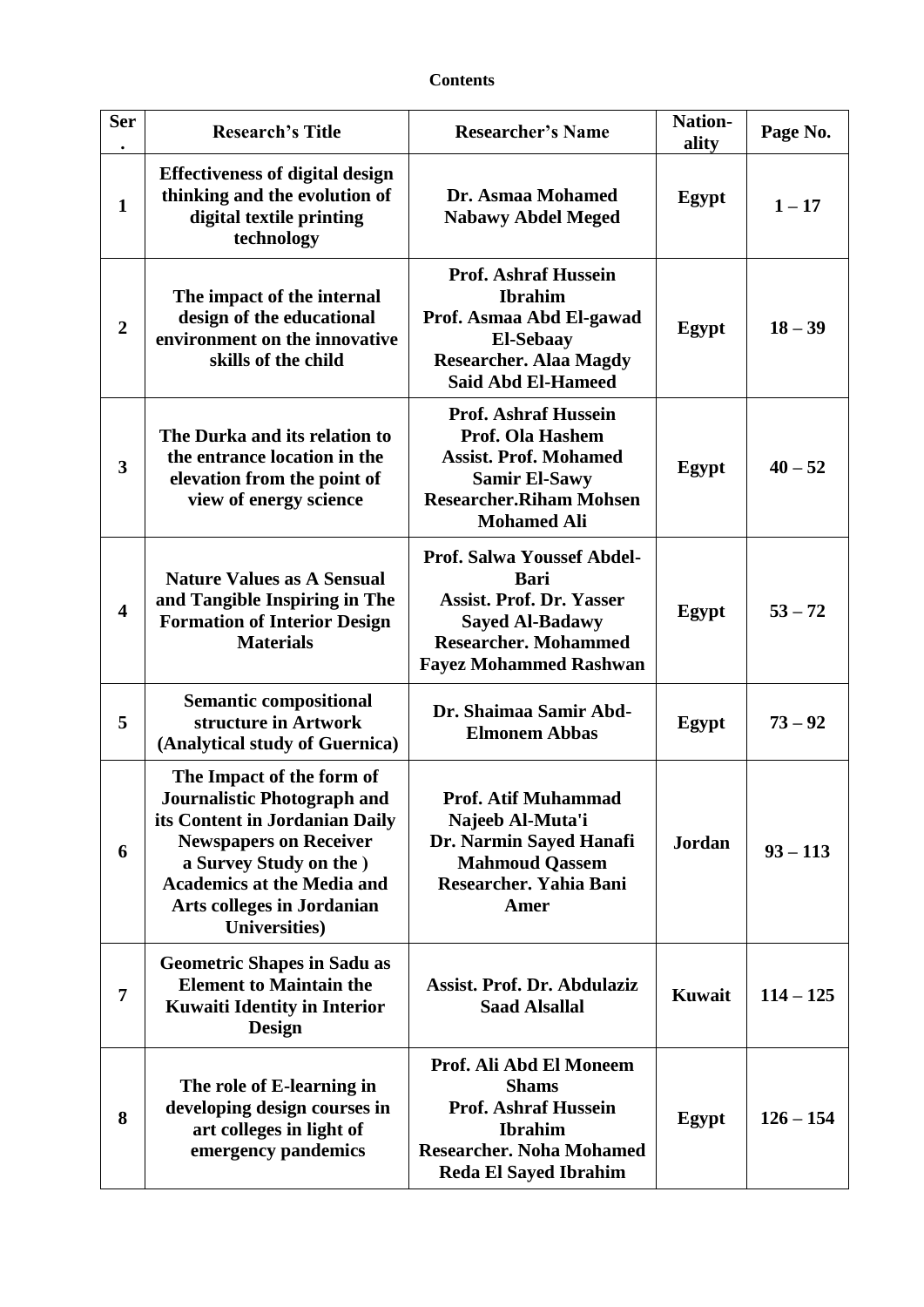**Contents**

| Ser. | Research's Title | Researcher's Name | Nation-ality | Page No. |
|---|---|---|---|---|
| **1** | **Effectiveness of digital design thinking and the evolution of digital textile printing technology** | **Dr. Asmaa Mohamed Nabawy Abdel Meged** | **Egypt** | **1 – 17** |
| **2** | **The impact of the internal design of the educational environment on the innovative skills of the child** | **Prof. Ashraf Hussein Ibrahim Prof. Asmaa Abd El-gawad El-Sebaay Researcher. Alaa Magdy Said Abd El-Hameed** | **Egypt** | **18 – 39** |
| **3** | **The Durka and its relation to the entrance location in the elevation from the point of view of energy science** | **Prof. Ashraf Hussein Prof. Ola Hashem Assist. Prof. Mohamed Samir El-Sawy Researcher.Riham Mohsen Mohamed Ali** | **Egypt** | **40 – 52** |
| **4** | **Nature Values as A Sensual and Tangible Inspiring in The Formation of Interior Design Materials** | **Prof. Salwa Youssef Abdel-Bari Assist. Prof. Dr. Yasser Sayed Al-Badawy Researcher. Mohammed Fayez Mohammed Rashwan** | **Egypt** | **53 – 72** |
| **5** | **Semantic compositional structure in Artwork (Analytical study of Guernica)** | **Dr. Shaimaa Samir Abd-Elmonem Abbas** | **Egypt** | **73 – 92** |
| **6** | **The Impact of the form of Journalistic Photograph and its Content in Jordanian Daily Newspapers on Receiver a Survey Study on the ) Academics at the Media and Arts colleges in Jordanian Universities)** | **Prof. Atif Muhammad Najeeb Al-Muta'i Dr. Narmin Sayed Hanafi Mahmoud Qassem Researcher. Yahia Bani Amer** | **Jordan** | **93 – 113** |
| **7** | **Geometric Shapes in Sadu as Element to Maintain the Kuwaiti Identity in Interior Design** | **Assist. Prof. Dr. Abdulaziz Saad Alsallal** | **Kuwait** | **114 – 125** |
| **8** | **The role of E-learning in developing design courses in art colleges in light of emergency pandemics** | **Prof. Ali Abd El Moneem Shams Prof. Ashraf Hussein Ibrahim Researcher. Noha Mohamed Reda El Sayed Ibrahim** | **Egypt** | **126 – 154** |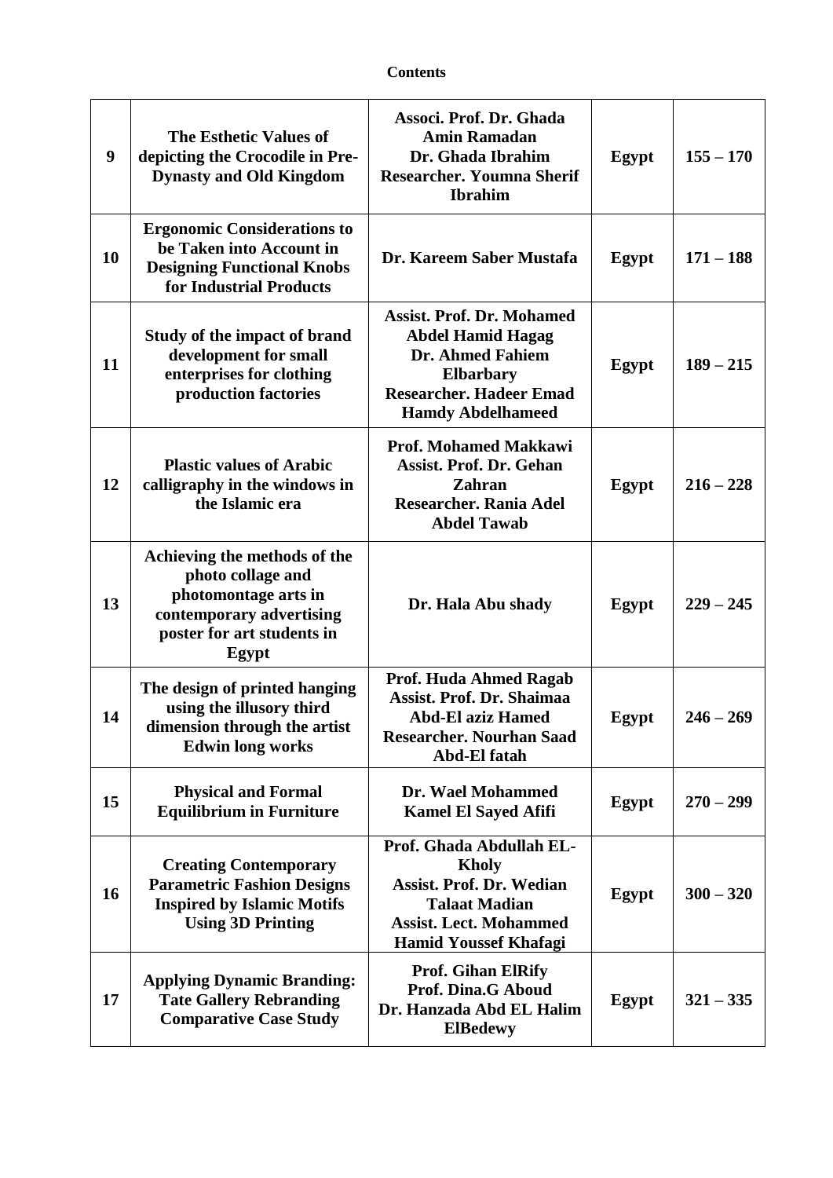**Contents**

| | | | | |
|---|---|---|---|---|
| **9** | **The Esthetic Values of depicting the Crocodile in Pre-Dynasty and Old Kingdom** | **Associ. Prof. Dr. Ghada Amin Ramadan**<br>**Dr. Ghada Ibrahim**<br>**Researcher. Youmna Sherif Ibrahim** | **Egypt** | **155 – 170** |
| **10** | **Ergonomic Considerations to be Taken into Account in Designing Functional Knobs for Industrial Products** | **Dr. Kareem Saber Mustafa** | **Egypt** | **171 – 188** |
| **11** | **Study of the impact of brand development for small enterprises for clothing production factories** | **Assist. Prof. Dr. Mohamed Abdel Hamid Hagag**<br>**Dr. Ahmed Fahiem Elbarbary**<br>**Researcher. Hadeer Emad Hamdy Abdelhameed** | **Egypt** | **189 – 215** |
| **12** | **Plastic values of Arabic calligraphy in the windows in the Islamic era** | **Prof. Mohamed Makkawi**<br>**Assist. Prof. Dr. Gehan Zahran**<br>**Researcher. Rania Adel Abdel Tawab** | **Egypt** | **216 – 228** |
| **13** | **Achieving the methods of the photo collage and photomontage arts in contemporary advertising poster for art students in Egypt** | **Dr. Hala Abu shady** | **Egypt** | **229 – 245** |
| **14** | **The design of printed hanging using the illusory third dimension through the artist Edwin long works** | **Prof. Huda Ahmed Ragab**<br>**Assist. Prof. Dr. Shaimaa Abd-El aziz Hamed**<br>**Researcher. Nourhan Saad Abd-El fatah** | **Egypt** | **246 – 269** |
| **15** | **Physical and Formal Equilibrium in Furniture** | **Dr. Wael Mohammed Kamel El Sayed Afifi** | **Egypt** | **270 – 299** |
| **16** | **Creating Contemporary Parametric Fashion Designs Inspired by Islamic Motifs Using 3D Printing** | **Prof. Ghada Abdullah EL-Kholy**<br>**Assist. Prof. Dr. Wedian Talaat Madian**<br>**Assist. Lect. Mohammed Hamid Youssef Khafagi** | **Egypt** | **300 – 320** |
| **17** | **Applying Dynamic Branding: Tate Gallery Rebranding Comparative Case Study** | **Prof. Gihan ElRify**<br>**Prof. Dina.G Aboud**<br>**Dr. Hanzada Abd EL Halim ElBedewy** | **Egypt** | **321 – 335** |